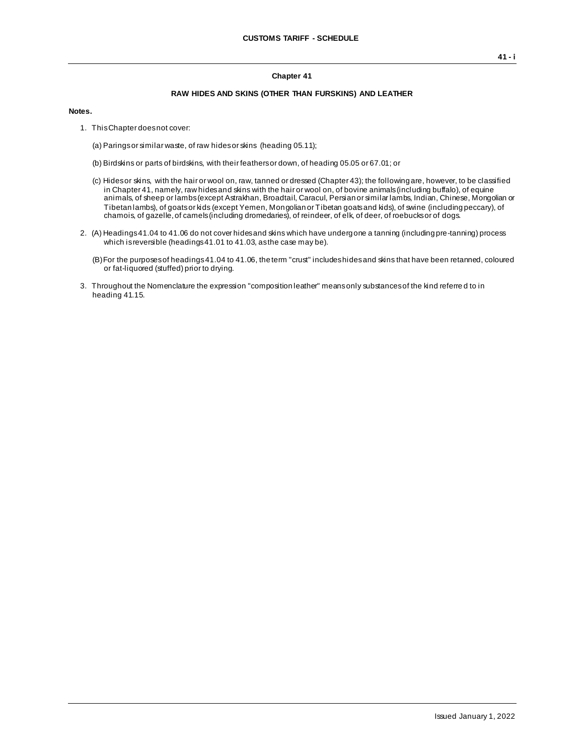# Chapter 41

## RAW HIDES AND SKINS (OTHER THAN FURSKINS) AND LEATHER

**Notes.**

1. This Chapter does not cover:

   (a) Parings or similar waste, of raw hides or skins (heading 05.11);

   (b) Birdskins or parts of birdskins, with their feathers or down, of heading 05.05 or 67.01; or

   (c) Hides or skins, with the hair or wool on, raw, tanned or dressed (Chapter 43); the following are, however, to be classified in Chapter 41, namely, raw hides and skins with the hair or wool on, of bovine animals (including buffalo), of equine animals, of sheep or lambs (except Astrakhan, Broadtail, Caracul, Persian or similar lambs, Indian, Chinese, Mongolian or Tibetan lambs), of goats or kids (except Yemen, Mongolian or Tibetan goats and kids), of swine (including peccary), of chamois, of gazelle, of camels (including dromedaries), of reindeer, of elk, of deer, of roebucks or of dogs.

2. (A) Headings 41.04 to 41.06 do not cover hides and skins which have undergone a tanning (including pre-tanning) process which is reversible (headings 41.01 to 41.03, as the case may be).

   (B) For the purposes of headings 41.04 to 41.06, the term "crust" includes hides and skins that have been retanned, coloured or fat-liquored (stuffed) prior to drying.

3. Throughout the Nomenclature the expression "composition leather" means only substances of the kind referred to in heading 41.15.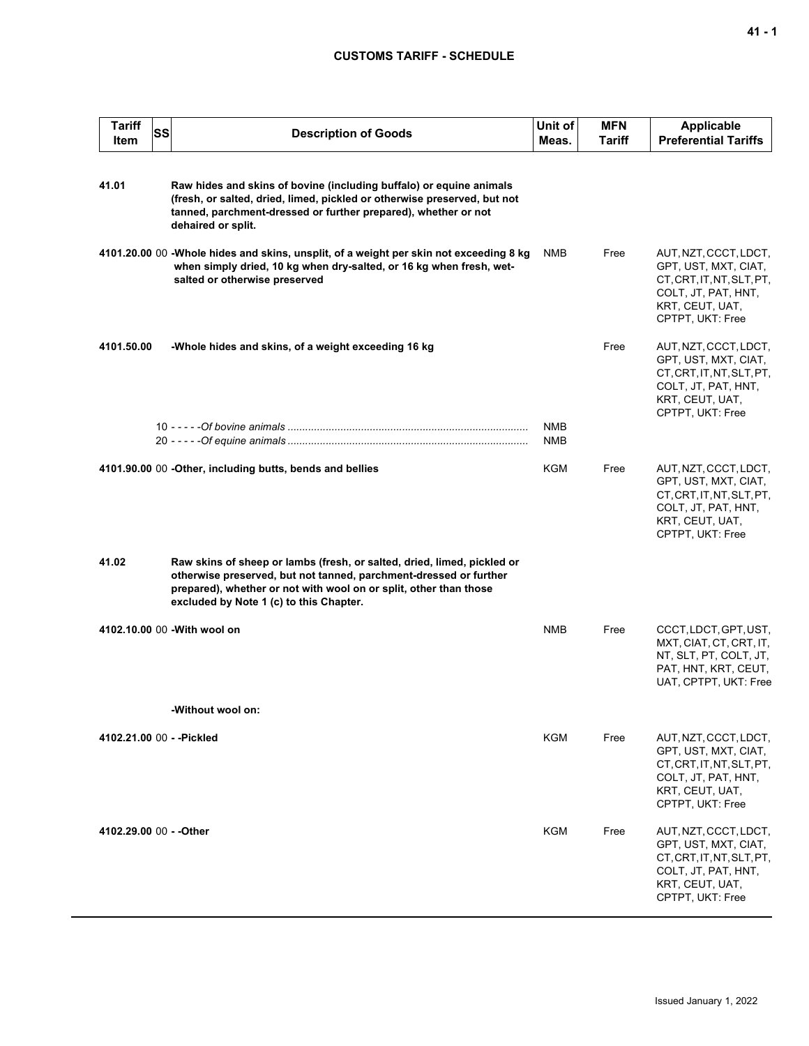## CUSTOMS TARIFF - SCHEDULE

| Tariff Item | SS | Description of Goods | Unit of Meas. | MFN Tariff | Applicable Preferential Tariffs |
|---|---|---|---|---|---|
| 41.01 | | **Raw hides and skins of bovine (including buffalo) or equine animals (fresh, or salted, dried, limed, pickled or otherwise preserved, but not tanned, parchment-dressed or further prepared), whether or not dehaired or split.** | | | |
| 4101.20.00 | 00 | **-Whole hides and skins, unsplit, of a weight per skin not exceeding 8 kg when simply dried, 10 kg when dry-salted, or 16 kg when fresh, wet-salted or otherwise preserved** | NMB | Free | AUT, NZT, CCCT, LDCT, GPT, UST, MXT, CIAT, CT, CRT, IT, NT, SLT, PT, COLT, JT, PAT, HNT, KRT, CEUT, UAT, CPTPT, UKT: Free |
| 4101.50.00 | | **-Whole hides and skins, of a weight exceeding 16 kg** | | Free | AUT, NZT, CCCT, LDCT, GPT, UST, MXT, CIAT, CT, CRT, IT, NT, SLT, PT, COLT, JT, PAT, HNT, KRT, CEUT, UAT, CPTPT, UKT: Free |
| | 10 | - - - - -*Of bovine animals* | NMB | | |
| | 20 | - - - - -*Of equine animals* | NMB | | |
| 4101.90.00 | 00 | **-Other, including butts, bends and bellies** | KGM | Free | AUT, NZT, CCCT, LDCT, GPT, UST, MXT, CIAT, CT, CRT, IT, NT, SLT, PT, COLT, JT, PAT, HNT, KRT, CEUT, UAT, CPTPT, UKT: Free |
| 41.02 | | **Raw skins of sheep or lambs (fresh, or salted, dried, limed, pickled or otherwise preserved, but not tanned, parchment-dressed or further prepared), whether or not with wool on or split, other than those excluded by Note 1 (c) to this Chapter.** | | | |
| 4102.10.00 | 00 | **-With wool on** | NMB | Free | CCCT, LDCT, GPT, UST, MXT, CIAT, CT, CRT, IT, NT, SLT, PT, COLT, JT, PAT, HNT, KRT, CEUT, UAT, CPTPT, UKT: Free |
| | | **-Without wool on:** | | | |
| 4102.21.00 | 00 | **- -Pickled** | KGM | Free | AUT, NZT, CCCT, LDCT, GPT, UST, MXT, CIAT, CT, CRT, IT, NT, SLT, PT, COLT, JT, PAT, HNT, KRT, CEUT, UAT, CPTPT, UKT: Free |
| 4102.29.00 | 00 | **- -Other** | KGM | Free | AUT, NZT, CCCT, LDCT, GPT, UST, MXT, CIAT, CT, CRT, IT, NT, SLT, PT, COLT, JT, PAT, HNT, KRT, CEUT, UAT, CPTPT, UKT: Free |

Issued January 1, 2022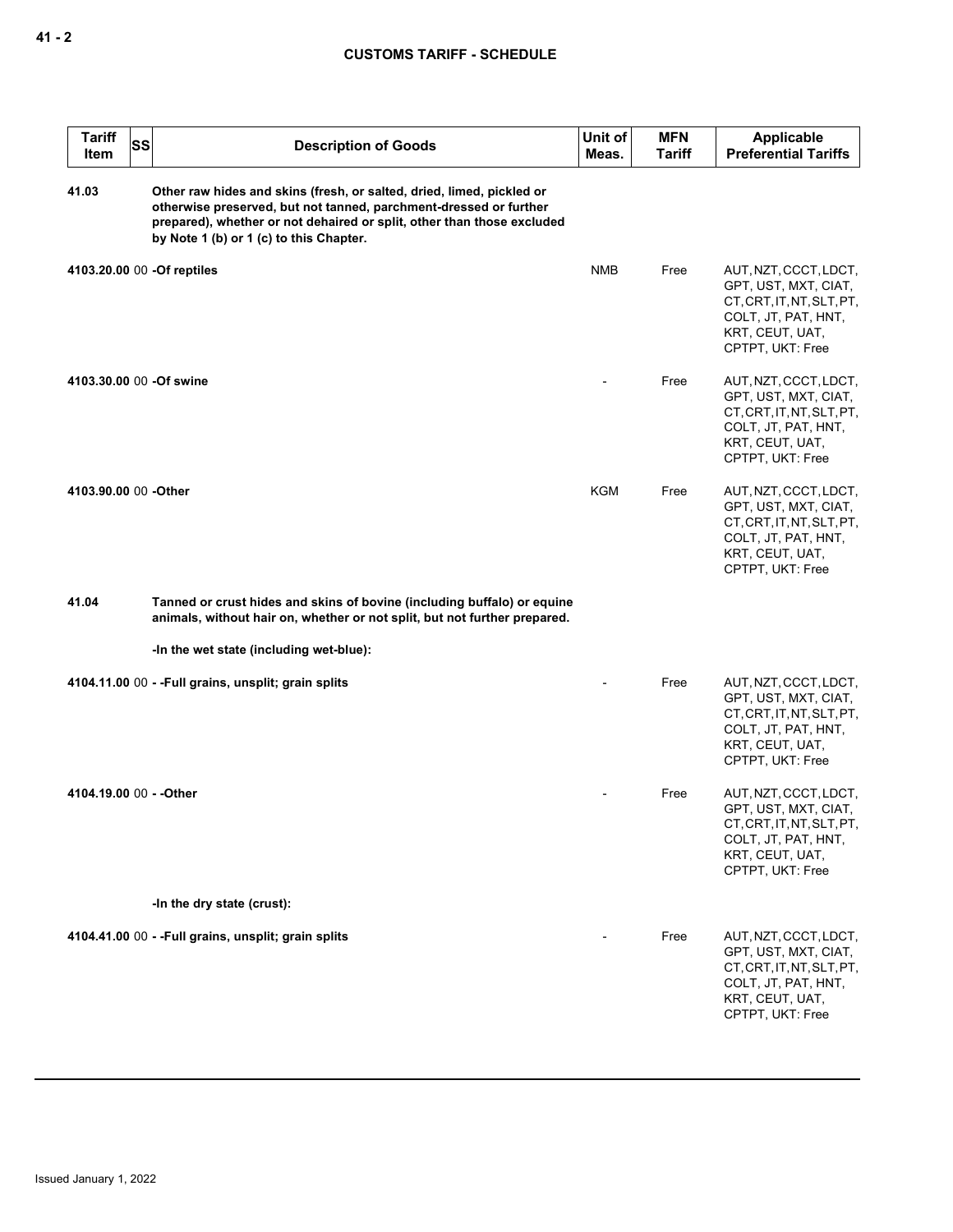| Tariff Item | SS | Description of Goods | Unit of Meas. | MFN Tariff | Applicable Preferential Tariffs |
|---|---|---|---|---|---|
| 41.03 | | **Other raw hides and skins (fresh, or salted, dried, limed, pickled or otherwise preserved, but not tanned, parchment-dressed or further prepared), whether or not dehaired or split, other than those excluded by Note 1 (b) or 1 (c) to this Chapter.** | | | |
| 4103.20.00 | 00 | -Of reptiles | NMB | Free | AUT, NZT, CCCT, LDCT, GPT, UST, MXT, CIAT, CT, CRT, IT, NT, SLT, PT, COLT, JT, PAT, HNT, KRT, CEUT, UAT, CPTPT, UKT: Free |
| 4103.30.00 | 00 | -Of swine | - | Free | AUT, NZT, CCCT, LDCT, GPT, UST, MXT, CIAT, CT, CRT, IT, NT, SLT, PT, COLT, JT, PAT, HNT, KRT, CEUT, UAT, CPTPT, UKT: Free |
| 4103.90.00 | 00 | -Other | KGM | Free | AUT, NZT, CCCT, LDCT, GPT, UST, MXT, CIAT, CT, CRT, IT, NT, SLT, PT, COLT, JT, PAT, HNT, KRT, CEUT, UAT, CPTPT, UKT: Free |
| 41.04 | | **Tanned or crust hides and skins of bovine (including buffalo) or equine animals, without hair on, whether or not split, but not further prepared.** | | | |
| | | -In the wet state (including wet-blue): | | | |
| 4104.11.00 | 00 | - -Full grains, unsplit; grain splits | - | Free | AUT, NZT, CCCT, LDCT, GPT, UST, MXT, CIAT, CT, CRT, IT, NT, SLT, PT, COLT, JT, PAT, HNT, KRT, CEUT, UAT, CPTPT, UKT: Free |
| 4104.19.00 | 00 | - -Other | - | Free | AUT, NZT, CCCT, LDCT, GPT, UST, MXT, CIAT, CT, CRT, IT, NT, SLT, PT, COLT, JT, PAT, HNT, KRT, CEUT, UAT, CPTPT, UKT: Free |
| | | -In the dry state (crust): | | | |
| 4104.41.00 | 00 | - -Full grains, unsplit; grain splits | - | Free | AUT, NZT, CCCT, LDCT, GPT, UST, MXT, CIAT, CT, CRT, IT, NT, SLT, PT, COLT, JT, PAT, HNT, KRT, CEUT, UAT, CPTPT, UKT: Free |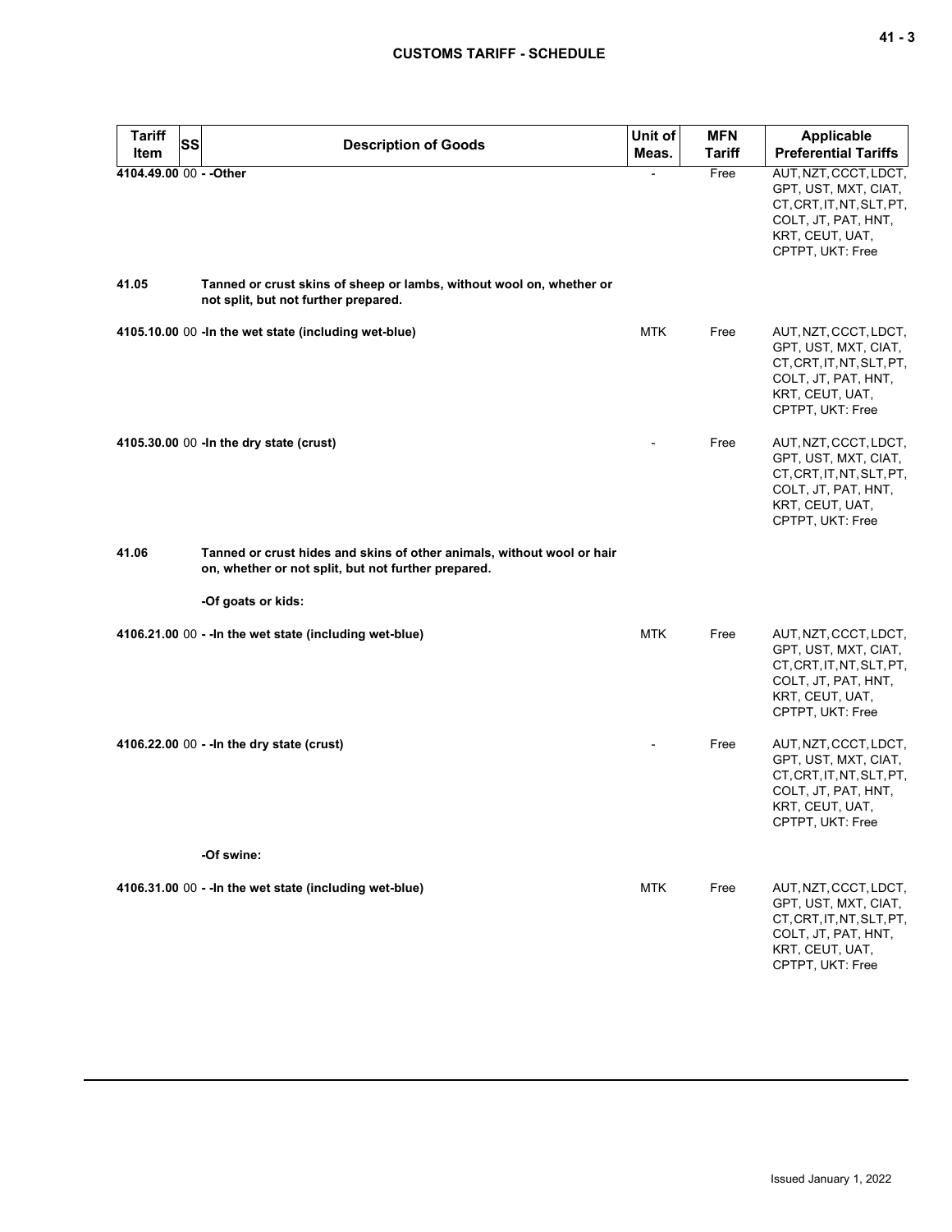| Tariff Item | SS | Description of Goods | Unit of Meas. | MFN Tariff | Applicable Preferential Tariffs |
|---|---|---|---|---|---|
| 4104.49.00 | 00 | - -Other | - | Free | AUT, NZT, CCCT, LDCT, GPT, UST, MXT, CIAT, CT, CRT, IT, NT, SLT, PT, COLT, JT, PAT, HNT, KRT, CEUT, UAT, CPTPT, UKT: Free |
| 41.05 | | **Tanned or crust skins of sheep or lambs, without wool on, whether or not split, but not further prepared.** | | | |
| 4105.10.00 | 00 | -In the wet state (including wet-blue) | MTK | Free | AUT, NZT, CCCT, LDCT, GPT, UST, MXT, CIAT, CT, CRT, IT, NT, SLT, PT, COLT, JT, PAT, HNT, KRT, CEUT, UAT, CPTPT, UKT: Free |
| 4105.30.00 | 00 | -In the dry state (crust) | - | Free | AUT, NZT, CCCT, LDCT, GPT, UST, MXT, CIAT, CT, CRT, IT, NT, SLT, PT, COLT, JT, PAT, HNT, KRT, CEUT, UAT, CPTPT, UKT: Free |
| 41.06 | | **Tanned or crust hides and skins of other animals, without wool or hair on, whether or not split, but not further prepared.** | | | |
| | | -Of goats or kids: | | | |
| 4106.21.00 | 00 | - -In the wet state (including wet-blue) | MTK | Free | AUT, NZT, CCCT, LDCT, GPT, UST, MXT, CIAT, CT, CRT, IT, NT, SLT, PT, COLT, JT, PAT, HNT, KRT, CEUT, UAT, CPTPT, UKT: Free |
| 4106.22.00 | 00 | - -In the dry state (crust) | - | Free | AUT, NZT, CCCT, LDCT, GPT, UST, MXT, CIAT, CT, CRT, IT, NT, SLT, PT, COLT, JT, PAT, HNT, KRT, CEUT, UAT, CPTPT, UKT: Free |
| | | -Of swine: | | | |
| 4106.31.00 | 00 | - -In the wet state (including wet-blue) | MTK | Free | AUT, NZT, CCCT, LDCT, GPT, UST, MXT, CIAT, CT, CRT, IT, NT, SLT, PT, COLT, JT, PAT, HNT, KRT, CEUT, UAT, CPTPT, UKT: Free |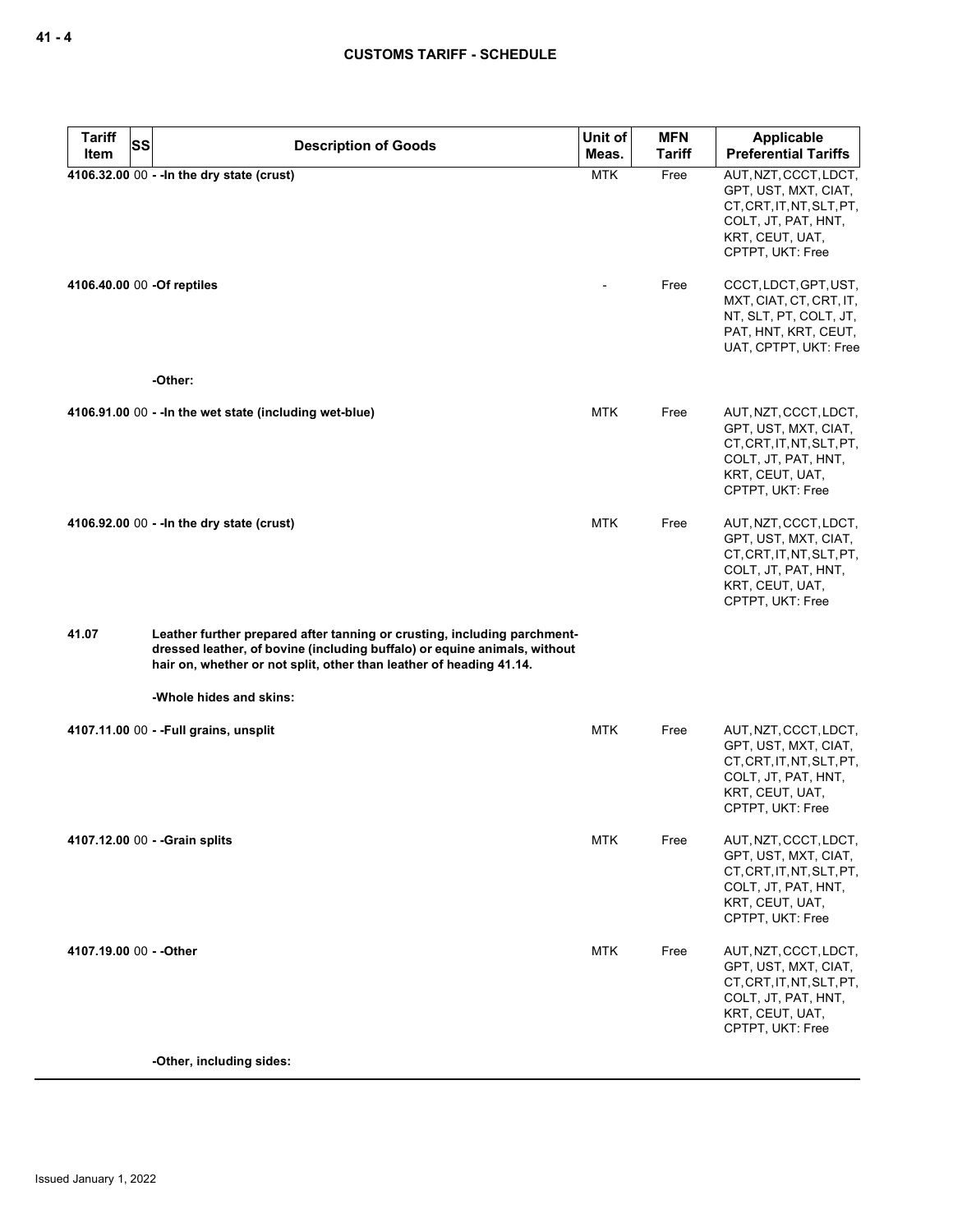| Tariff Item | SS | Description of Goods | Unit of Meas. | MFN Tariff | Applicable Preferential Tariffs |
|---|---|---|---|---|---|
| 4106.32.00 | 00 | - -In the dry state (crust) | MTK | Free | AUT, NZT, CCCT, LDCT, GPT, UST, MXT, CIAT, CT, CRT, IT, NT, SLT, PT, COLT, JT, PAT, HNT, KRT, CEUT, UAT, CPTPT, UKT: Free |
| 4106.40.00 | 00 | -Of reptiles | - | Free | CCCT, LDCT, GPT, UST, MXT, CIAT, CT, CRT, IT, NT, SLT, PT, COLT, JT, PAT, HNT, KRT, CEUT, UAT, CPTPT, UKT: Free |
| | | -Other: | | | |
| 4106.91.00 | 00 | - -In the wet state (including wet-blue) | MTK | Free | AUT, NZT, CCCT, LDCT, GPT, UST, MXT, CIAT, CT, CRT, IT, NT, SLT, PT, COLT, JT, PAT, HNT, KRT, CEUT, UAT, CPTPT, UKT: Free |
| 4106.92.00 | 00 | - -In the dry state (crust) | MTK | Free | AUT, NZT, CCCT, LDCT, GPT, UST, MXT, CIAT, CT, CRT, IT, NT, SLT, PT, COLT, JT, PAT, HNT, KRT, CEUT, UAT, CPTPT, UKT: Free |
| 41.07 | | Leather further prepared after tanning or crusting, including parchment-dressed leather, of bovine (including buffalo) or equine animals, without hair on, whether or not split, other than leather of heading 41.14. | | | |
| | | -Whole hides and skins: | | | |
| 4107.11.00 | 00 | - -Full grains, unsplit | MTK | Free | AUT, NZT, CCCT, LDCT, GPT, UST, MXT, CIAT, CT, CRT, IT, NT, SLT, PT, COLT, JT, PAT, HNT, KRT, CEUT, UAT, CPTPT, UKT: Free |
| 4107.12.00 | 00 | - -Grain splits | MTK | Free | AUT, NZT, CCCT, LDCT, GPT, UST, MXT, CIAT, CT, CRT, IT, NT, SLT, PT, COLT, JT, PAT, HNT, KRT, CEUT, UAT, CPTPT, UKT: Free |
| 4107.19.00 | 00 | - -Other | MTK | Free | AUT, NZT, CCCT, LDCT, GPT, UST, MXT, CIAT, CT, CRT, IT, NT, SLT, PT, COLT, JT, PAT, HNT, KRT, CEUT, UAT, CPTPT, UKT: Free |
| | | -Other, including sides: | | | |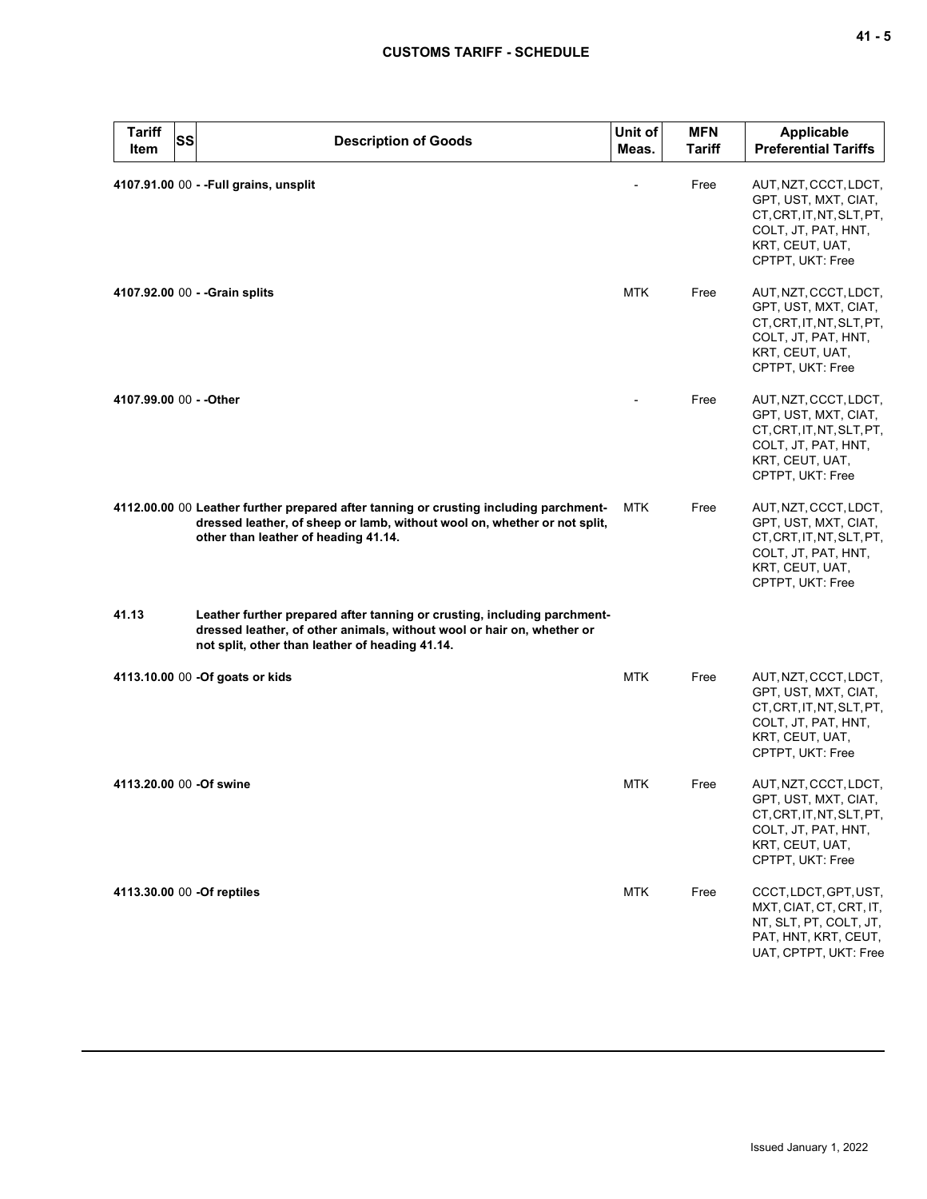| Tariff Item | SS | Description of Goods | Unit of Meas. | MFN Tariff | Applicable Preferential Tariffs |
|---|---|---|---|---|---|
| 4107.91.00 | 00 | **- -Full grains, unsplit** | - | Free | AUT, NZT, CCCT, LDCT, GPT, UST, MXT, CIAT, CT, CRT, IT, NT, SLT, PT, COLT, JT, PAT, HNT, KRT, CEUT, UAT, CPTPT, UKT: Free |
| 4107.92.00 | 00 | **- -Grain splits** | MTK | Free | AUT, NZT, CCCT, LDCT, GPT, UST, MXT, CIAT, CT, CRT, IT, NT, SLT, PT, COLT, JT, PAT, HNT, KRT, CEUT, UAT, CPTPT, UKT: Free |
| 4107.99.00 | 00 | **- -Other** | - | Free | AUT, NZT, CCCT, LDCT, GPT, UST, MXT, CIAT, CT, CRT, IT, NT, SLT, PT, COLT, JT, PAT, HNT, KRT, CEUT, UAT, CPTPT, UKT: Free |
| 4112.00.00 | 00 | **Leather further prepared after tanning or crusting including parchment-dressed leather, of sheep or lamb, without wool on, whether or not split, other than leather of heading 41.14.** | MTK | Free | AUT, NZT, CCCT, LDCT, GPT, UST, MXT, CIAT, CT, CRT, IT, NT, SLT, PT, COLT, JT, PAT, HNT, KRT, CEUT, UAT, CPTPT, UKT: Free |
| 41.13 | | **Leather further prepared after tanning or crusting, including parchment-dressed leather, of other animals, without wool or hair on, whether or not split, other than leather of heading 41.14.** | | | |
| 4113.10.00 | 00 | **-Of goats or kids** | MTK | Free | AUT, NZT, CCCT, LDCT, GPT, UST, MXT, CIAT, CT, CRT, IT, NT, SLT, PT, COLT, JT, PAT, HNT, KRT, CEUT, UAT, CPTPT, UKT: Free |
| 4113.20.00 | 00 | **-Of swine** | MTK | Free | AUT, NZT, CCCT, LDCT, GPT, UST, MXT, CIAT, CT, CRT, IT, NT, SLT, PT, COLT, JT, PAT, HNT, KRT, CEUT, UAT, CPTPT, UKT: Free |
| 4113.30.00 | 00 | **-Of reptiles** | MTK | Free | CCCT, LDCT, GPT, UST, MXT, CIAT, CT, CRT, IT, NT, SLT, PT, COLT, JT, PAT, HNT, KRT, CEUT, UAT, CPTPT, UKT: Free |

Issued January 1, 2022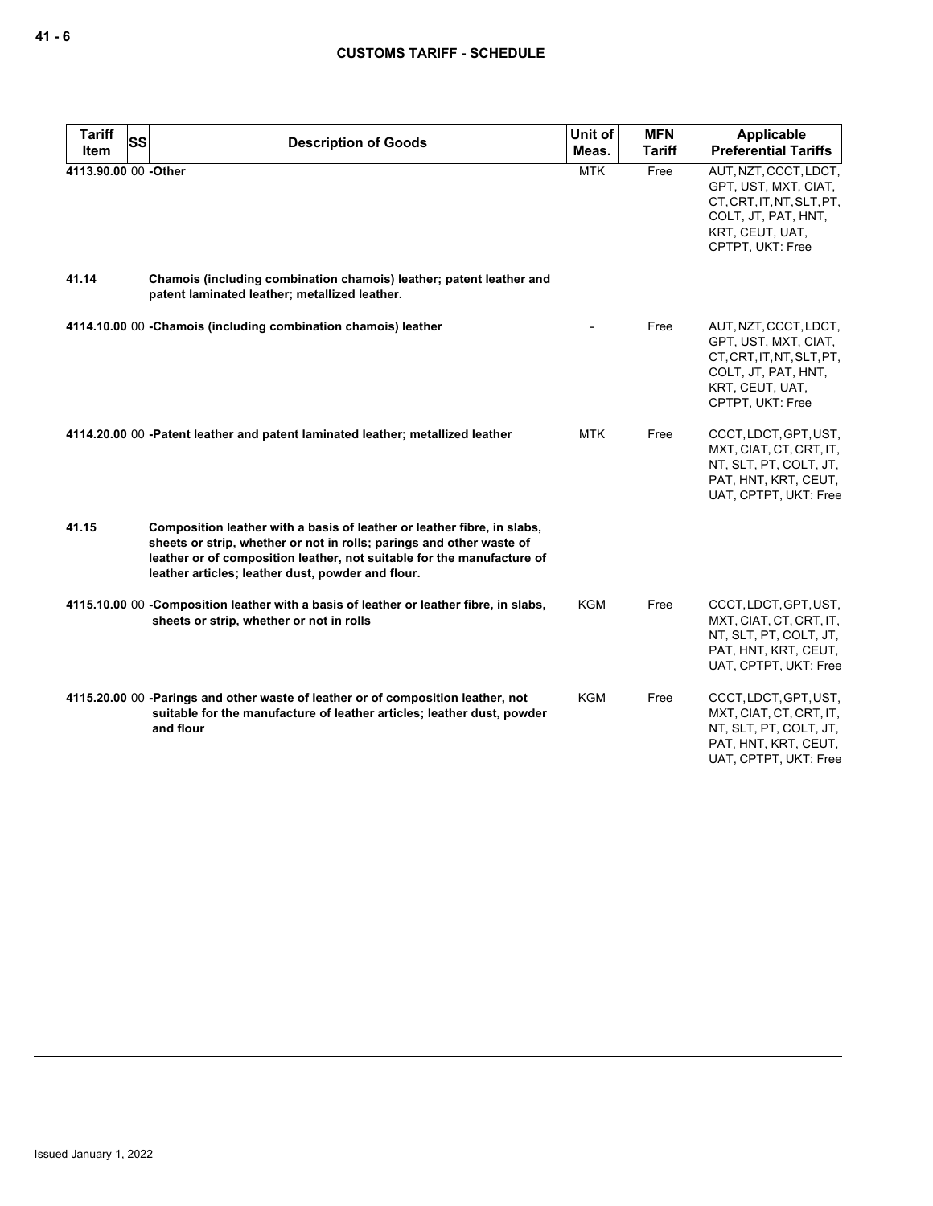| Tariff Item | SS | Description of Goods | Unit of Meas. | MFN Tariff | Applicable Preferential Tariffs |
|---|---|---|---|---|---|
| 4113.90.00 | 00 | -Other | MTK | Free | AUT, NZT, CCCT, LDCT, GPT, UST, MXT, CIAT, CT, CRT, IT, NT, SLT, PT, COLT, JT, PAT, HNT, KRT, CEUT, UAT, CPTPT, UKT: Free |
| 41.14 | | Chamois (including combination chamois) leather; patent leather and patent laminated leather; metallized leather. | | | |
| 4114.10.00 | 00 | -Chamois (including combination chamois) leather | - | Free | AUT, NZT, CCCT, LDCT, GPT, UST, MXT, CIAT, CT, CRT, IT, NT, SLT, PT, COLT, JT, PAT, HNT, KRT, CEUT, UAT, CPTPT, UKT: Free |
| 4114.20.00 | 00 | -Patent leather and patent laminated leather; metallized leather | MTK | Free | CCCT, LDCT, GPT, UST, MXT, CIAT, CT, CRT, IT, NT, SLT, PT, COLT, JT, PAT, HNT, KRT, CEUT, UAT, CPTPT, UKT: Free |
| 41.15 | | Composition leather with a basis of leather or leather fibre, in slabs, sheets or strip, whether or not in rolls; parings and other waste of leather or of composition leather, not suitable for the manufacture of leather articles; leather dust, powder and flour. | | | |
| 4115.10.00 | 00 | -Composition leather with a basis of leather or leather fibre, in slabs, sheets or strip, whether or not in rolls | KGM | Free | CCCT, LDCT, GPT, UST, MXT, CIAT, CT, CRT, IT, NT, SLT, PT, COLT, JT, PAT, HNT, KRT, CEUT, UAT, CPTPT, UKT: Free |
| 4115.20.00 | 00 | -Parings and other waste of leather or of composition leather, not suitable for the manufacture of leather articles; leather dust, powder and flour | KGM | Free | CCCT, LDCT, GPT, UST, MXT, CIAT, CT, CRT, IT, NT, SLT, PT, COLT, JT, PAT, HNT, KRT, CEUT, UAT, CPTPT, UKT: Free |